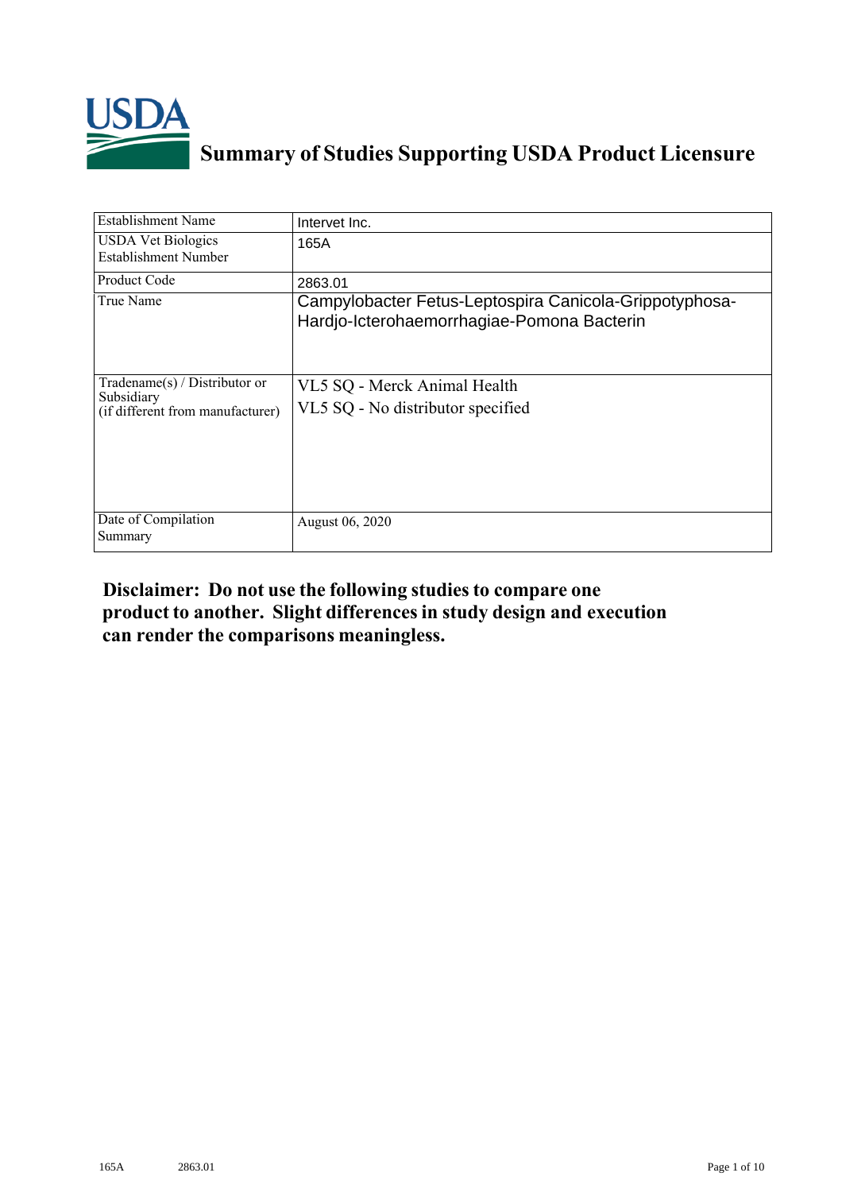# Summary of Studies Supporting USDA Product Licensure

| | |
|---|---|
| Establishment Name | Intervet Inc. |
| USDA Vet Biologics Establishment Number | 165A |
| Product Code | 2863.01 |
| True Name | Campylobacter Fetus-Leptospira Canicola-Grippotyphosa-Hardjo-Icterohaemorrhagiae-Pomona Bacterin |
| Tradename(s) / Distributor or Subsidiary (if different from manufacturer) | VL5 SQ - Merck Animal Health<br>VL5 SQ - No distributor specified |
| Date of Compilation Summary | August 06, 2020 |

**Disclaimer: Do not use the following studies to compare one product to another. Slight differences in study design and execution can render the comparisons meaningless.**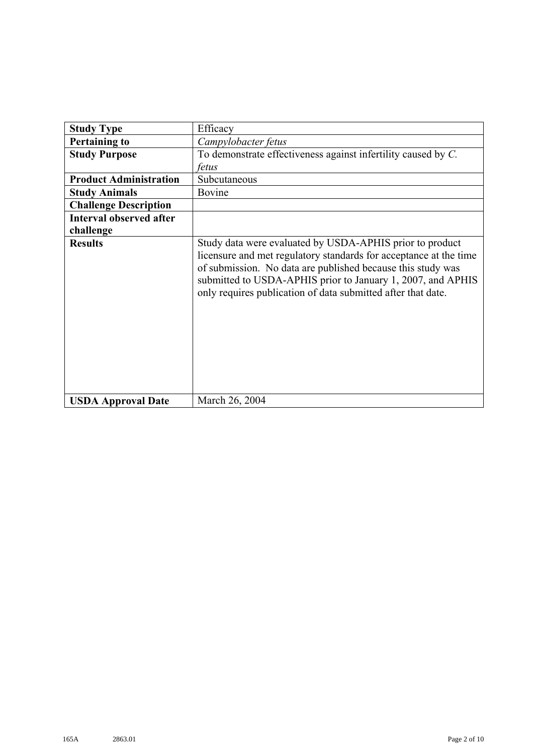| **Study Type** | Efficacy |
|---|---|
| **Pertaining to** | *Campylobacter fetus* |
| **Study Purpose** | To demonstrate effectiveness against infertility caused by *C. fetus* |
| **Product Administration** | Subcutaneous |
| **Study Animals** | Bovine |
| **Challenge Description** | |
| **Interval observed after challenge** | |
| **Results** | Study data were evaluated by USDA-APHIS prior to product licensure and met regulatory standards for acceptance at the time of submission. No data are published because this study was submitted to USDA-APHIS prior to January 1, 2007, and APHIS only requires publication of data submitted after that date. |
| **USDA Approval Date** | March 26, 2004 |

165A 2863.01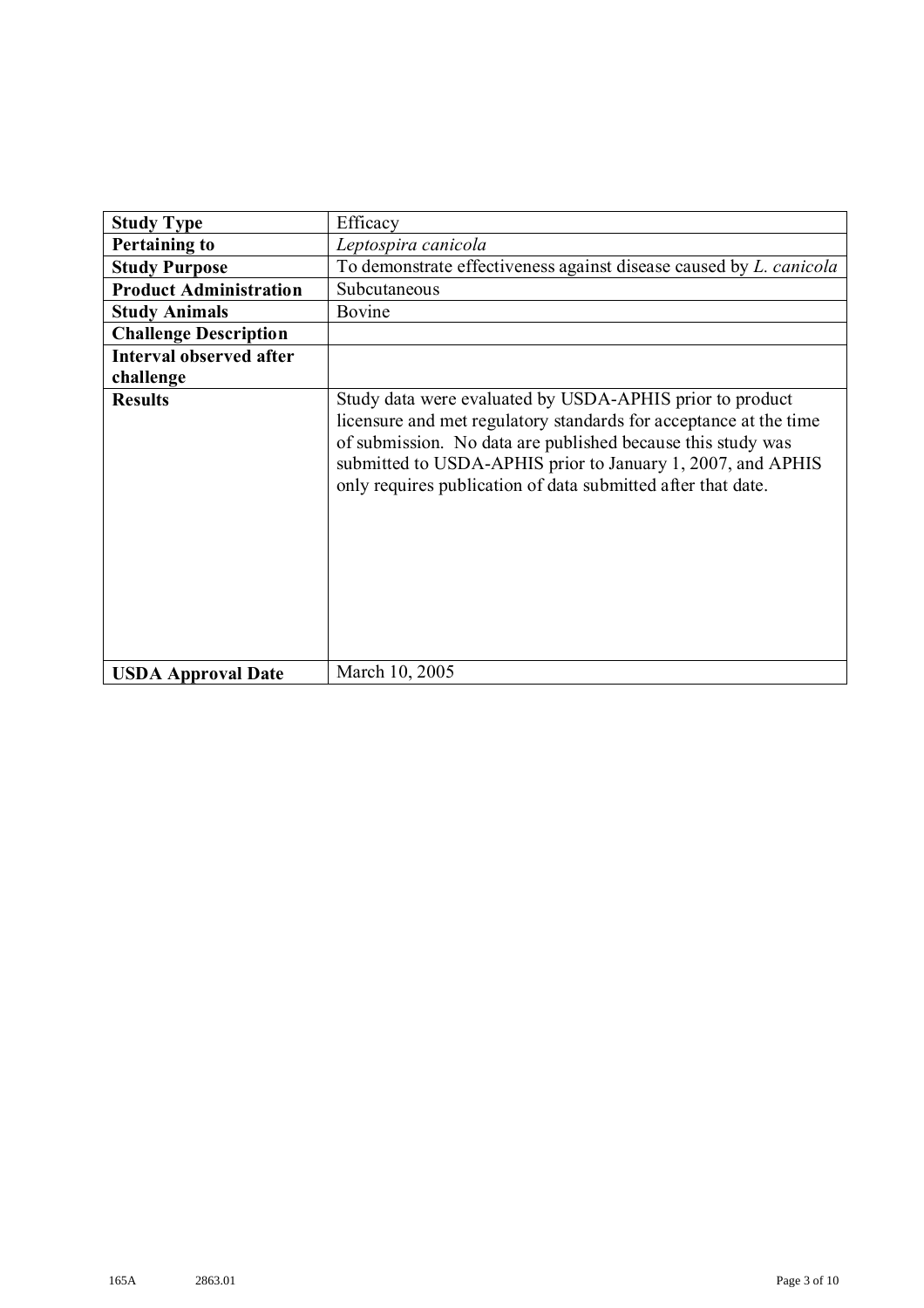| Study Type | Efficacy |
|---|---|
| **Pertaining to** | *Leptospira canicola* |
| **Study Purpose** | To demonstrate effectiveness against disease caused by *L. canicola* |
| **Product Administration** | Subcutaneous |
| **Study Animals** | Bovine |
| **Challenge Description** | |
| **Interval observed after challenge** | |
| **Results** | Study data were evaluated by USDA-APHIS prior to product licensure and met regulatory standards for acceptance at the time of submission. No data are published because this study was submitted to USDA-APHIS prior to January 1, 2007, and APHIS only requires publication of data submitted after that date. |
| **USDA Approval Date** | March 10, 2005 |

165A 2863.01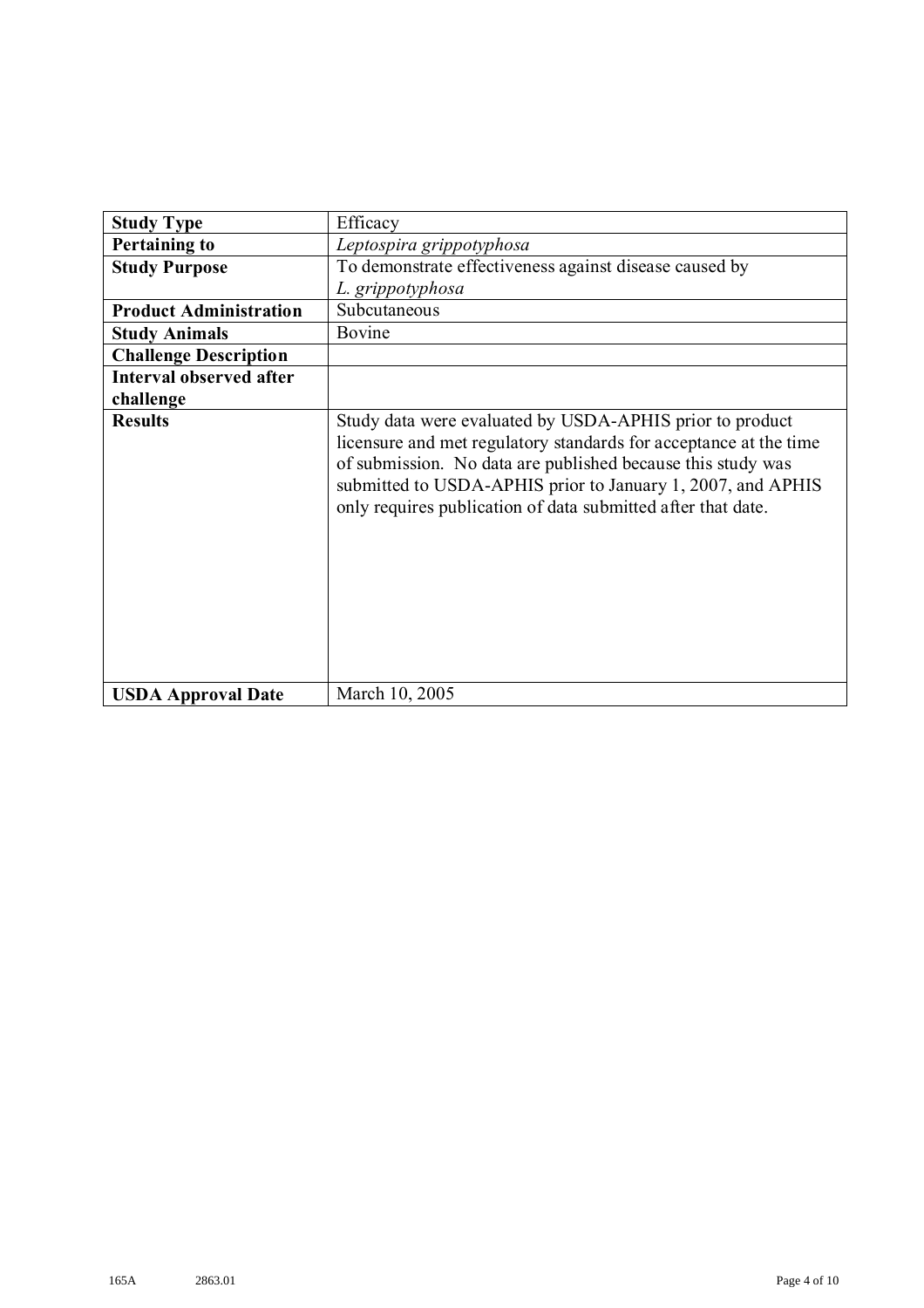| **Study Type** | Efficacy |
|---|---|
| **Pertaining to** | *Leptospira grippotyphosa* |
| **Study Purpose** | To demonstrate effectiveness against disease caused by *L. grippotyphosa* |
| **Product Administration** | Subcutaneous |
| **Study Animals** | Bovine |
| **Challenge Description** | |
| **Interval observed after challenge** | |
| **Results** | Study data were evaluated by USDA-APHIS prior to product licensure and met regulatory standards for acceptance at the time of submission. No data are published because this study was submitted to USDA-APHIS prior to January 1, 2007, and APHIS only requires publication of data submitted after that date. |
| **USDA Approval Date** | March 10, 2005 |

165A 2863.01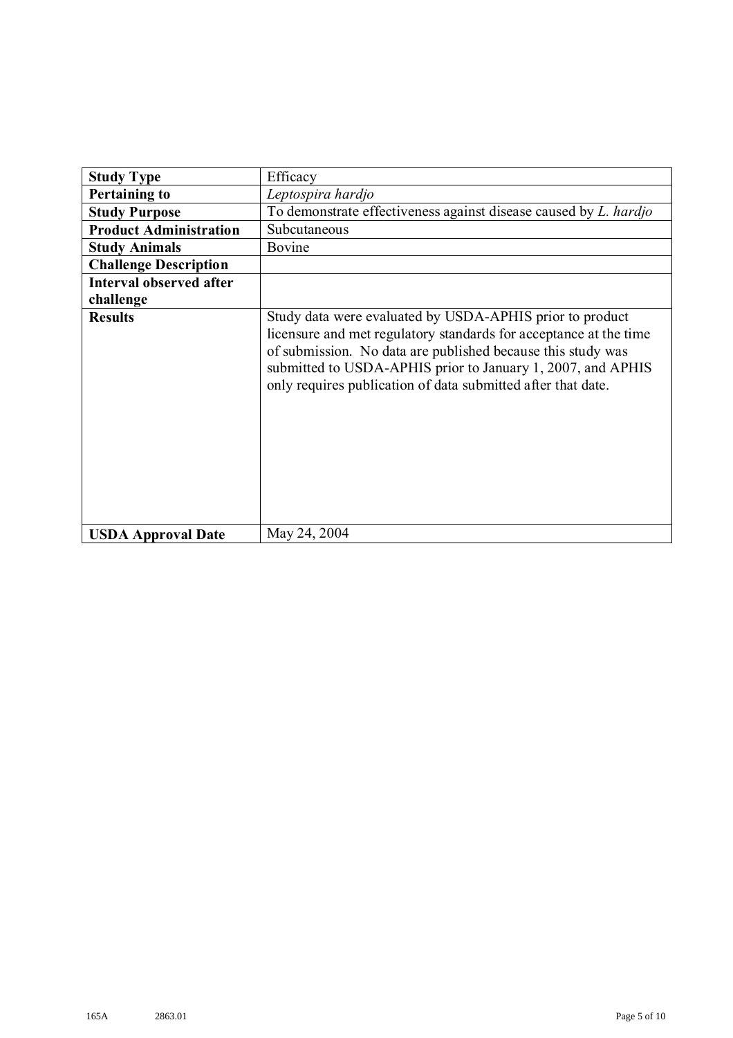| **Study Type** | Efficacy |
|---|---|
| **Pertaining to** | *Leptospira hardjo* |
| **Study Purpose** | To demonstrate effectiveness against disease caused by *L. hardjo* |
| **Product Administration** | Subcutaneous |
| **Study Animals** | Bovine |
| **Challenge Description** | |
| **Interval observed after challenge** | |
| **Results** | Study data were evaluated by USDA-APHIS prior to product licensure and met regulatory standards for acceptance at the time of submission. No data are published because this study was submitted to USDA-APHIS prior to January 1, 2007, and APHIS only requires publication of data submitted after that date. |
| **USDA Approval Date** | May 24, 2004 |

165A 2863.01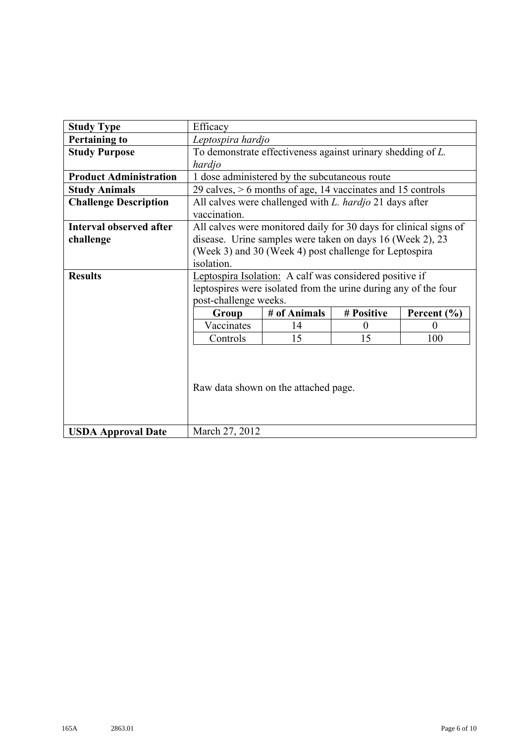| **Study Type** | Efficacy |
|---|---|
| **Pertaining to** | *Leptospira hardjo* |
| **Study Purpose** | To demonstrate effectiveness against urinary shedding of *L. hardjo* |
| **Product Administration** | 1 dose administered by the subcutaneous route |
| **Study Animals** | 29 calves, > 6 months of age, 14 vaccinates and 15 controls |
| **Challenge Description** | All calves were challenged with *L. hardjo* 21 days after vaccination. |
| **Interval observed after challenge** | All calves were monitored daily for 30 days for clinical signs of disease. Urine samples were taken on days 16 (Week 2), 23 (Week 3) and 30 (Week 4) post challenge for Leptospira isolation. |
| **Results** | Leptospira Isolation: A calf was considered positive if leptospires were isolated from the urine during any of the four post-challenge weeks. (see table below) Raw data shown on the attached page. |
| **USDA Approval Date** | March 27, 2012 |

| Group | # of Animals | # Positive | Percent (%) |
|---|---|---|---|
| Vaccinates | 14 | 0 | 0 |
| Controls | 15 | 15 | 100 |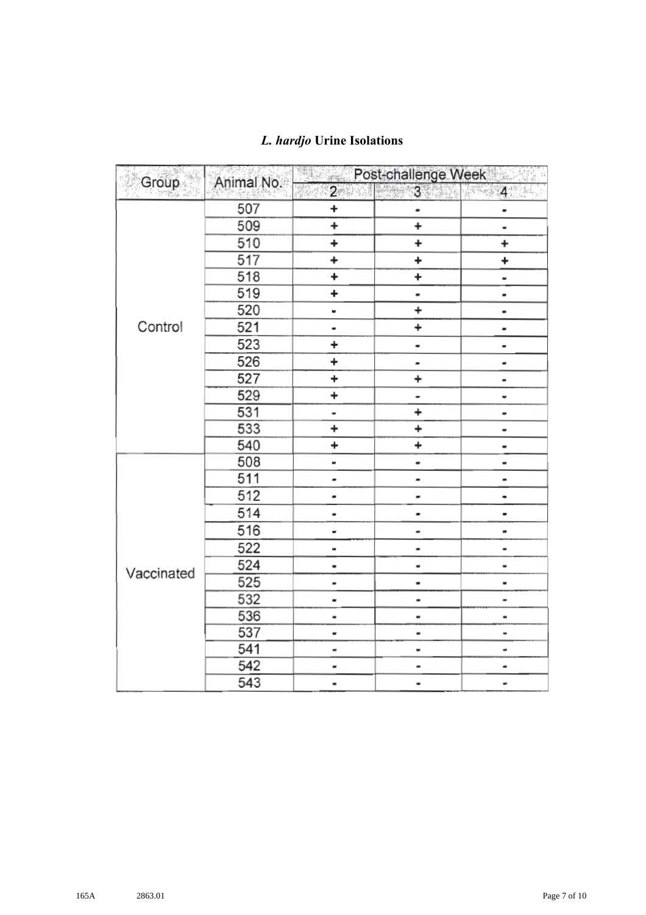## *L. hardjo* Urine Isolations

| Group | Animal No. | Post-challenge Week | | |
|---|---|---|---|---|
| | | 2 | 3 | 4 |
| Control | 507 | + | - | - |
| | 509 | + | + | - |
| | 510 | + | + | + |
| | 517 | + | + | + |
| | 518 | + | + | - |
| | 519 | + | - | - |
| | 520 | - | + | - |
| | 521 | - | + | - |
| | 523 | + | - | - |
| | 526 | + | - | - |
| | 527 | + | + | - |
| | 529 | + | - | - |
| | 531 | - | + | - |
| | 533 | + | + | - |
| | 540 | + | + | - |
| Vaccinated | 508 | - | - | - |
| | 511 | - | - | - |
| | 512 | - | - | - |
| | 514 | - | - | - |
| | 516 | - | - | - |
| | 522 | - | - | - |
| | 524 | - | - | - |
| | 525 | - | - | - |
| | 532 | - | - | - |
| | 536 | - | - | - |
| | 537 | - | - | - |
| | 541 | - | - | - |
| | 542 | - | - | - |
| | 543 | - | - | - |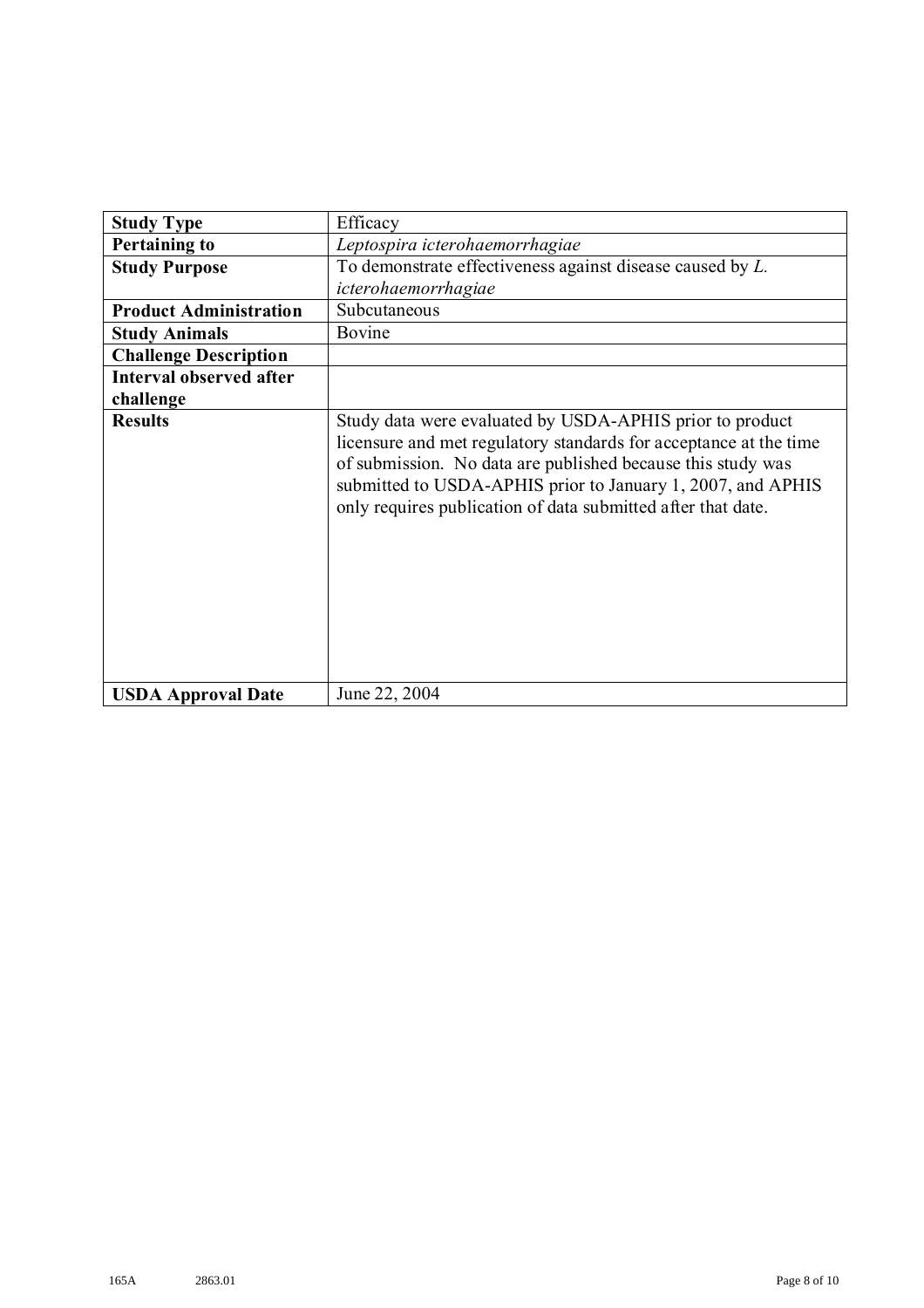| **Study Type** | Efficacy |
|---|---|
| **Pertaining to** | *Leptospira icterohaemorrhagiae* |
| **Study Purpose** | To demonstrate effectiveness against disease caused by *L. icterohaemorrhagiae* |
| **Product Administration** | Subcutaneous |
| **Study Animals** | Bovine |
| **Challenge Description** | |
| **Interval observed after challenge** | |
| **Results** | Study data were evaluated by USDA-APHIS prior to product licensure and met regulatory standards for acceptance at the time of submission. No data are published because this study was submitted to USDA-APHIS prior to January 1, 2007, and APHIS only requires publication of data submitted after that date. |
| **USDA Approval Date** | June 22, 2004 |

165A 2863.01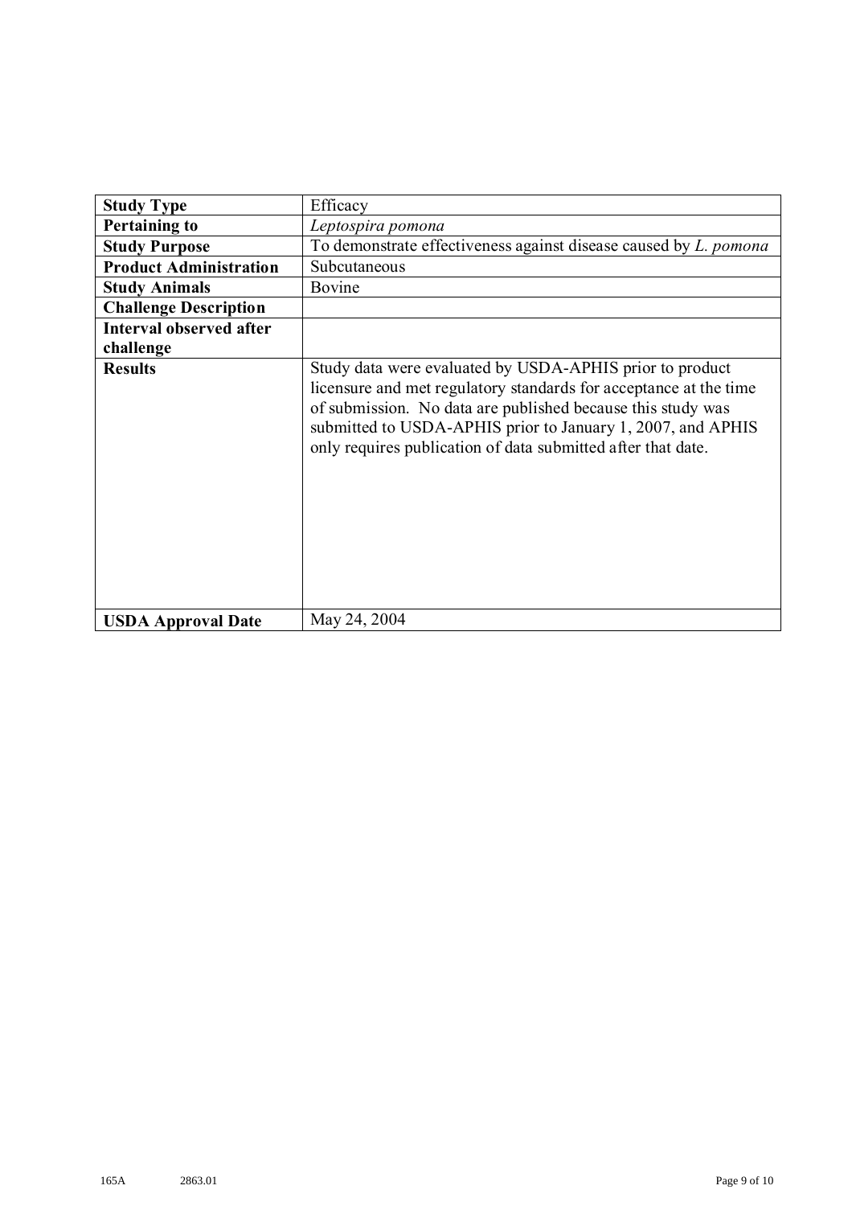| **Study Type** | Efficacy |
|---|---|
| **Pertaining to** | *Leptospira pomona* |
| **Study Purpose** | To demonstrate effectiveness against disease caused by *L. pomona* |
| **Product Administration** | Subcutaneous |
| **Study Animals** | Bovine |
| **Challenge Description** | |
| **Interval observed after challenge** | |
| **Results** | Study data were evaluated by USDA-APHIS prior to product licensure and met regulatory standards for acceptance at the time of submission. No data are published because this study was submitted to USDA-APHIS prior to January 1, 2007, and APHIS only requires publication of data submitted after that date. |
| **USDA Approval Date** | May 24, 2004 |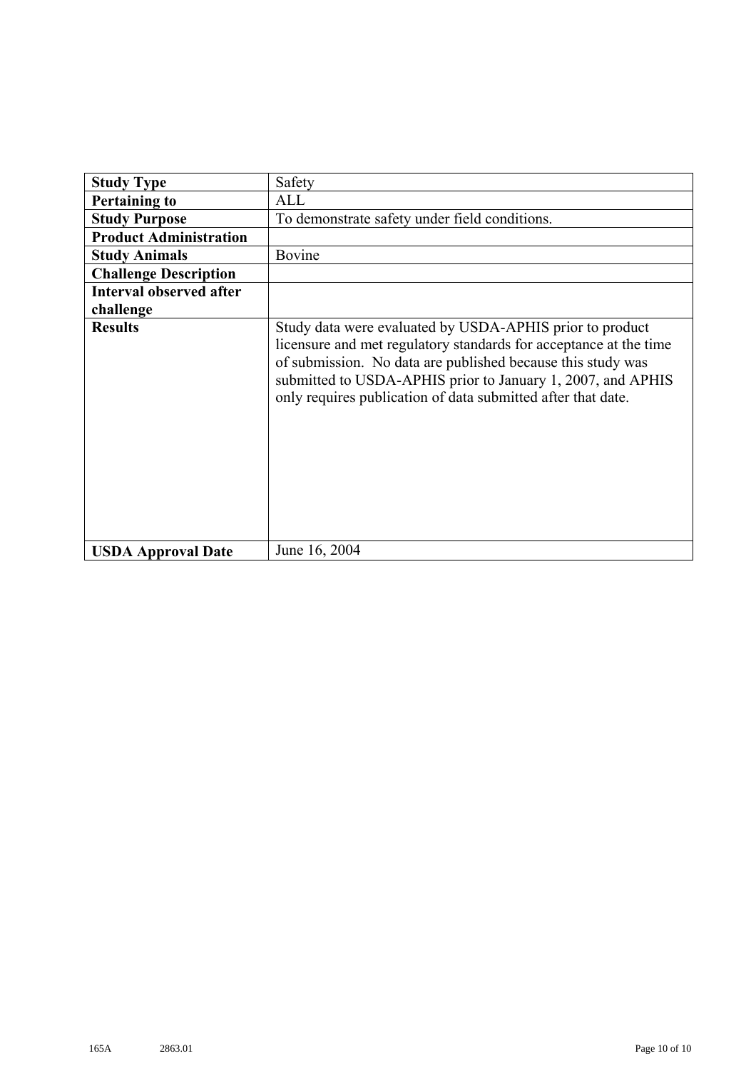| | |
|---|---|
| **Study Type** | Safety |
| **Pertaining to** | ALL |
| **Study Purpose** | To demonstrate safety under field conditions. |
| **Product Administration** | |
| **Study Animals** | Bovine |
| **Challenge Description** | |
| **Interval observed after challenge** | |
| **Results** | Study data were evaluated by USDA-APHIS prior to product licensure and met regulatory standards for acceptance at the time of submission. No data are published because this study was submitted to USDA-APHIS prior to January 1, 2007, and APHIS only requires publication of data submitted after that date. |
| **USDA Approval Date** | June 16, 2004 |

165A 2863.01